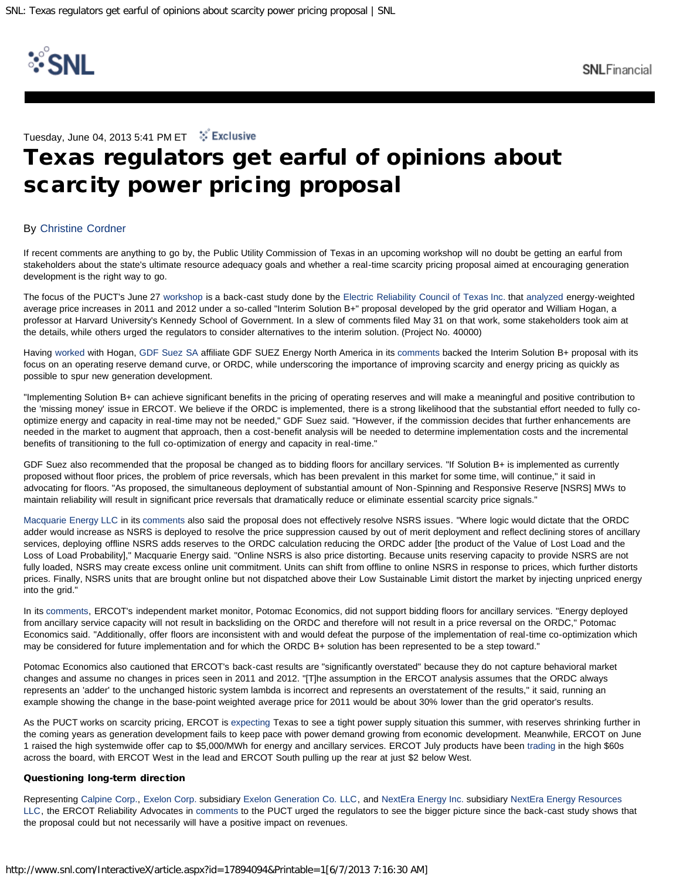Tuesday, June 04, 2013 5:41 PM ET Exclusive

# Texas regulators get earful of opinions about scarcity power pricing proposal

By Christine Cordner

If recent comments are anything to go by, the Public Utility Commission of Texas in an upcoming workshop will no doubt be getting an earful from stakeholders about the state's ultimate resource adequacy goals and whether a real-time scarcity pricing proposal aimed at encouraging generation development is the right way to go.

The focus of the PUCT's June 27 workshop is a back-cast study done by the Electric Reliability Council of Texas Inc. that analyzed energy-weighted average price increases in 2011 and 2012 under a so-called "Interim Solution B+" proposal developed by the grid operator and William Hogan, a professor at Harvard University's Kennedy School of Government. In a slew of comments filed May 31 on that work, some stakeholders took aim at the details, while others urged the regulators to consider alternatives to the interim solution. (Project No. 40000)

Having worked with Hogan, GDF Suez SA affiliate GDF SUEZ Energy North America in its comments backed the Interim Solution B+ proposal with its focus on an operating reserve demand curve, or ORDC, while underscoring the importance of improving scarcity and energy pricing as quickly as possible to spur new generation development.

"Implementing Solution B+ can achieve significant benefits in the pricing of operating reserves and will make a meaningful and positive contribution to the 'missing money' issue in ERCOT. We believe if the ORDC is implemented, there is a strong likelihood that the substantial effort needed to fully co-optimize energy and capacity in real-time may not be needed," GDF Suez said. "However, if the commission decides that further enhancements are needed in the market to augment that approach, then a cost-benefit analysis will be needed to determine implementation costs and the incremental benefits of transitioning to the full co-optimization of energy and capacity in real-time."

GDF Suez also recommended that the proposal be changed as to bidding floors for ancillary services. "If Solution B+ is implemented as currently proposed without floor prices, the problem of price reversals, which has been prevalent in this market for some time, will continue," it said in advocating for floors. "As proposed, the simultaneous deployment of substantial amount of Non-Spinning and Responsive Reserve [NSRS] MWs to maintain reliability will result in significant price reversals that dramatically reduce or eliminate essential scarcity price signals."

Macquarie Energy LLC in its comments also said the proposal does not effectively resolve NSRS issues. "Where logic would dictate that the ORDC adder would increase as NSRS is deployed to resolve the price suppression caused by out of merit deployment and reflect declining stores of ancillary services, deploying offline NSRS adds reserves to the ORDC calculation reducing the ORDC adder [the product of the Value of Lost Load and the Loss of Load Probability]," Macquarie Energy said. "Online NSRS is also price distorting. Because units reserving capacity to provide NSRS are not fully loaded, NSRS may create excess online unit commitment. Units can shift from offline to online NSRS in response to prices, which further distorts prices. Finally, NSRS units that are brought online but not dispatched above their Low Sustainable Limit distort the market by injecting unpriced energy into the grid."

In its comments, ERCOT's independent market monitor, Potomac Economics, did not support bidding floors for ancillary services. "Energy deployed from ancillary service capacity will not result in backsliding on the ORDC and therefore will not result in a price reversal on the ORDC," Potomac Economics said. "Additionally, offer floors are inconsistent with and would defeat the purpose of the implementation of real-time co-optimization which may be considered for future implementation and for which the ORDC B+ solution has been represented to be a step toward."

Potomac Economics also cautioned that ERCOT's back-cast results are "significantly overstated" because they do not capture behavioral market changes and assume no changes in prices seen in 2011 and 2012. "[T]he assumption in the ERCOT analysis assumes that the ORDC always represents an 'adder' to the unchanged historic system lambda is incorrect and represents an overstatement of the results," it said, running an example showing the change in the base-point weighted average price for 2011 would be about 30% lower than the grid operator's results.

As the PUCT works on scarcity pricing, ERCOT is expecting Texas to see a tight power supply situation this summer, with reserves shrinking further in the coming years as generation development fails to keep pace with power demand growing from economic development. Meanwhile, ERCOT on June 1 raised the high systemwide offer cap to $5,000/MWh for energy and ancillary services. ERCOT July products have been trading in the high $60s across the board, with ERCOT West in the lead and ERCOT South pulling up the rear at just $2 below West.

**Questioning long-term direction**

Representing Calpine Corp., Exelon Corp. subsidiary Exelon Generation Co. LLC, and NextEra Energy Inc. subsidiary NextEra Energy Resources LLC, the ERCOT Reliability Advocates in comments to the PUCT urged the regulators to see the bigger picture since the back-cast study shows that the proposal could but not necessarily will have a positive impact on revenues.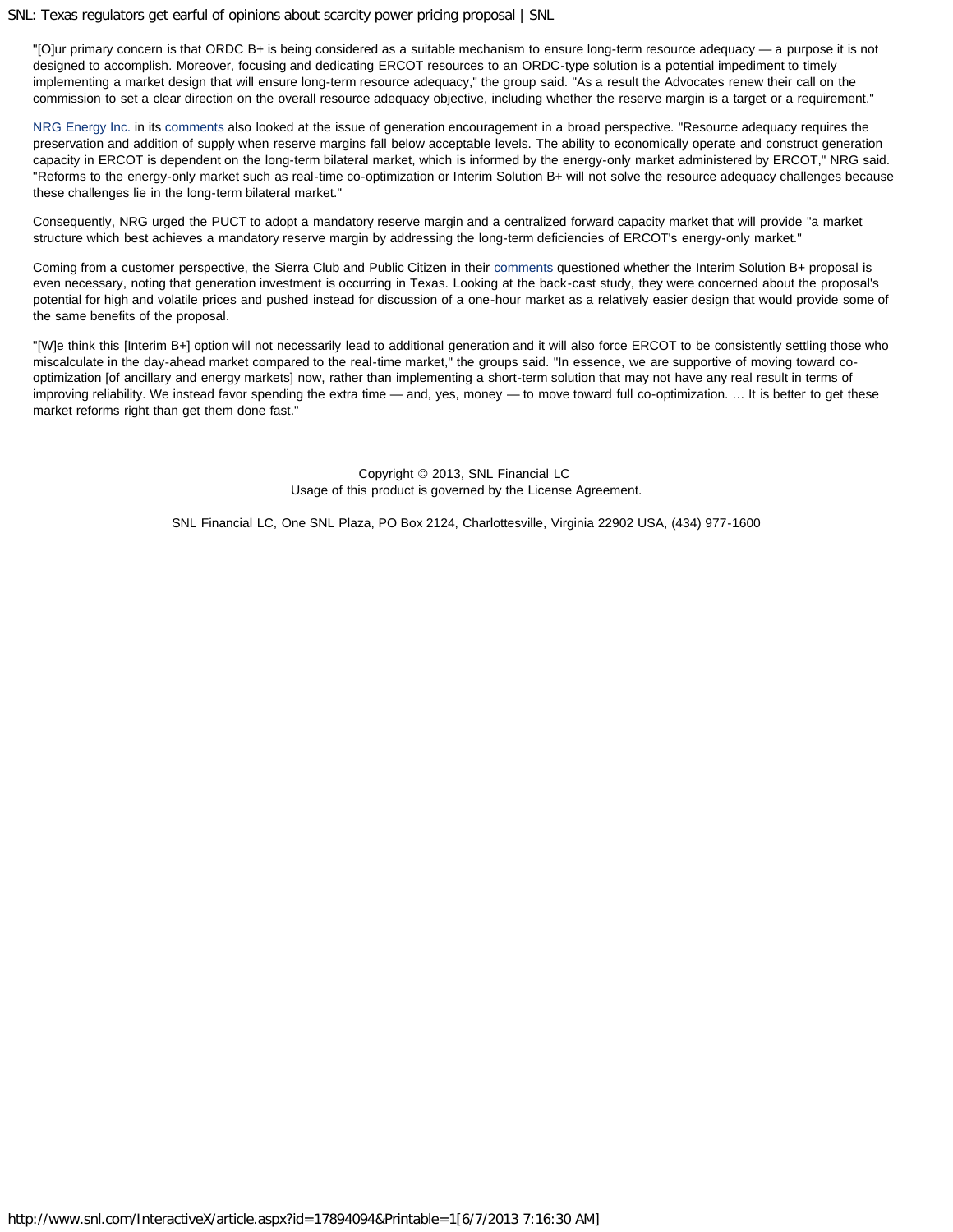"[O]ur primary concern is that ORDC B+ is being considered as a suitable mechanism to ensure long-term resource adequacy — a purpose it is not designed to accomplish. Moreover, focusing and dedicating ERCOT resources to an ORDC-type solution is a potential impediment to timely implementing a market design that will ensure long-term resource adequacy," the group said. "As a result the Advocates renew their call on the commission to set a clear direction on the overall resource adequacy objective, including whether the reserve margin is a target or a requirement."

NRG Energy Inc. in its comments also looked at the issue of generation encouragement in a broad perspective. "Resource adequacy requires the preservation and addition of supply when reserve margins fall below acceptable levels. The ability to economically operate and construct generation capacity in ERCOT is dependent on the long-term bilateral market, which is informed by the energy-only market administered by ERCOT," NRG said. "Reforms to the energy-only market such as real-time co-optimization or Interim Solution B+ will not solve the resource adequacy challenges because these challenges lie in the long-term bilateral market."

Consequently, NRG urged the PUCT to adopt a mandatory reserve margin and a centralized forward capacity market that will provide "a market structure which best achieves a mandatory reserve margin by addressing the long-term deficiencies of ERCOT's energy-only market."

Coming from a customer perspective, the Sierra Club and Public Citizen in their comments questioned whether the Interim Solution B+ proposal is even necessary, noting that generation investment is occurring in Texas. Looking at the back-cast study, they were concerned about the proposal's potential for high and volatile prices and pushed instead for discussion of a one-hour market as a relatively easier design that would provide some of the same benefits of the proposal.

"[W]e think this [Interim B+] option will not necessarily lead to additional generation and it will also force ERCOT to be consistently settling those who miscalculate in the day-ahead market compared to the real-time market," the groups said. "In essence, we are supportive of moving toward co-optimization [of ancillary and energy markets] now, rather than implementing a short-term solution that may not have any real result in terms of improving reliability. We instead favor spending the extra time — and, yes, money — to move toward full co-optimization. … It is better to get these market reforms right than get them done fast."

Copyright © 2013, SNL Financial LC
Usage of this product is governed by the License Agreement.

SNL Financial LC, One SNL Plaza, PO Box 2124, Charlottesville, Virginia 22902 USA, (434) 977-1600